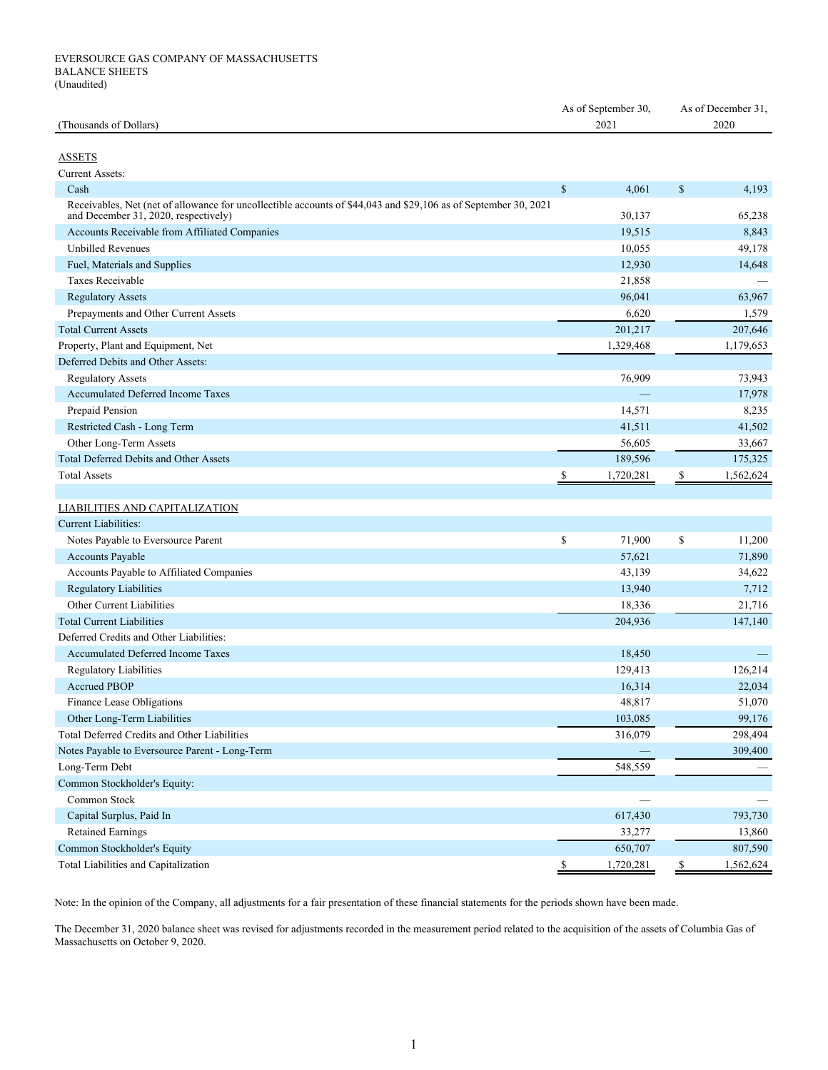EVERSOURCE GAS COMPANY OF MASSACHUSETTS
BALANCE SHEETS
(Unaudited)

| (Thousands of Dollars) | As of September 30, 2021 | As of December 31, 2020 |
|---|---|---|
| ASSETS | | |
| Current Assets: | | |
| Cash | $ 4,061 | $ 4,193 |
| Receivables, Net (net of allowance for uncollectible accounts of $44,043 and $29,106 as of September 30, 2021 and December 31, 2020, respectively) | 30,137 | 65,238 |
| Accounts Receivable from Affiliated Companies | 19,515 | 8,843 |
| Unbilled Revenues | 10,055 | 49,178 |
| Fuel, Materials and Supplies | 12,930 | 14,648 |
| Taxes Receivable | 21,858 | — |
| Regulatory Assets | 96,041 | 63,967 |
| Prepayments and Other Current Assets | 6,620 | 1,579 |
| Total Current Assets | 201,217 | 207,646 |
| Property, Plant and Equipment, Net | 1,329,468 | 1,179,653 |
| Deferred Debits and Other Assets: | | |
| Regulatory Assets | 76,909 | 73,943 |
| Accumulated Deferred Income Taxes | — | 17,978 |
| Prepaid Pension | 14,571 | 8,235 |
| Restricted Cash - Long Term | 41,511 | 41,502 |
| Other Long-Term Assets | 56,605 | 33,667 |
| Total Deferred Debits and Other Assets | 189,596 | 175,325 |
| Total Assets | $ 1,720,281 | $ 1,562,624 |
| | | |
| LIABILITIES AND CAPITALIZATION | | |
| Current Liabilities: | | |
| Notes Payable to Eversource Parent | $ 71,900 | $ 11,200 |
| Accounts Payable | 57,621 | 71,890 |
| Accounts Payable to Affiliated Companies | 43,139 | 34,622 |
| Regulatory Liabilities | 13,940 | 7,712 |
| Other Current Liabilities | 18,336 | 21,716 |
| Total Current Liabilities | 204,936 | 147,140 |
| Deferred Credits and Other Liabilities: | | |
| Accumulated Deferred Income Taxes | 18,450 | — |
| Regulatory Liabilities | 129,413 | 126,214 |
| Accrued PBOP | 16,314 | 22,034 |
| Finance Lease Obligations | 48,817 | 51,070 |
| Other Long-Term Liabilities | 103,085 | 99,176 |
| Total Deferred Credits and Other Liabilities | 316,079 | 298,494 |
| Notes Payable to Eversource Parent - Long-Term | — | 309,400 |
| Long-Term Debt | 548,559 | — |
| Common Stockholder's Equity: | | |
| Common Stock | — | — |
| Capital Surplus, Paid In | 617,430 | 793,730 |
| Retained Earnings | 33,277 | 13,860 |
| Common Stockholder's Equity | 650,707 | 807,590 |
| Total Liabilities and Capitalization | $ 1,720,281 | $ 1,562,624 |

Note: In the opinion of the Company, all adjustments for a fair presentation of these financial statements for the periods shown have been made.

The December 31, 2020 balance sheet was revised for adjustments recorded in the measurement period related to the acquisition of the assets of Columbia Gas of Massachusetts on October 9, 2020.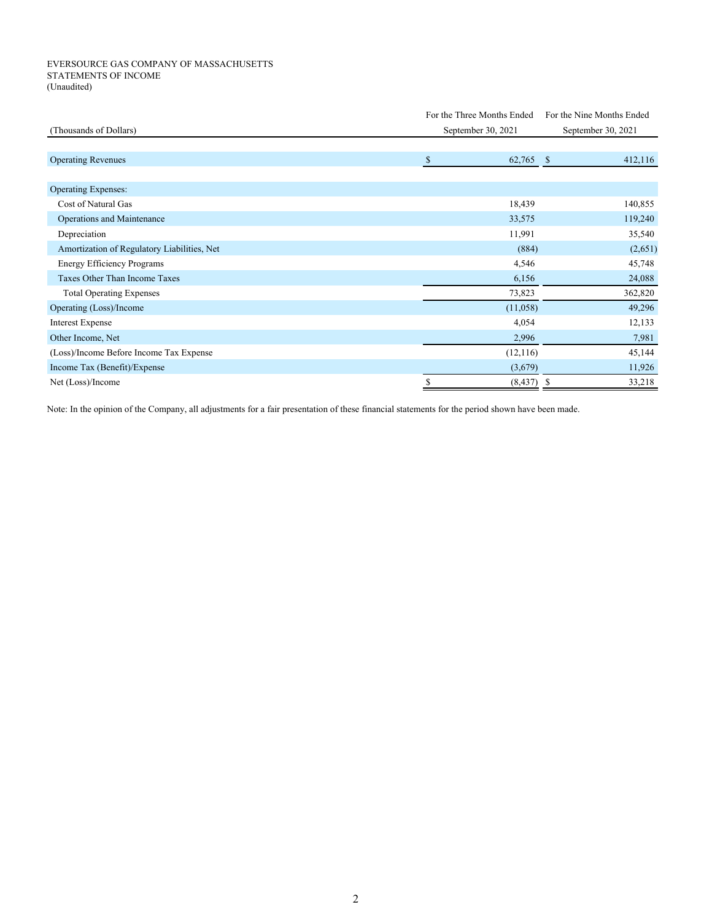EVERSOURCE GAS COMPANY OF MASSACHUSETTS
STATEMENTS OF INCOME
(Unaudited)

| (Thousands of Dollars) | For the Three Months Ended September 30, 2021 | For the Nine Months Ended September 30, 2021 |
|---|---|---|
| Operating Revenues | $ 62,765 | $ 412,116 |
| Operating Expenses: | | |
| Cost of Natural Gas | 18,439 | 140,855 |
| Operations and Maintenance | 33,575 | 119,240 |
| Depreciation | 11,991 | 35,540 |
| Amortization of Regulatory Liabilities, Net | (884) | (2,651) |
| Energy Efficiency Programs | 4,546 | 45,748 |
| Taxes Other Than Income Taxes | 6,156 | 24,088 |
| Total Operating Expenses | 73,823 | 362,820 |
| Operating (Loss)/Income | (11,058) | 49,296 |
| Interest Expense | 4,054 | 12,133 |
| Other Income, Net | 2,996 | 7,981 |
| (Loss)/Income Before Income Tax Expense | (12,116) | 45,144 |
| Income Tax (Benefit)/Expense | (3,679) | 11,926 |
| Net (Loss)/Income | $ (8,437) | $ 33,218 |

Note: In the opinion of the Company, all adjustments for a fair presentation of these financial statements for the period shown have been made.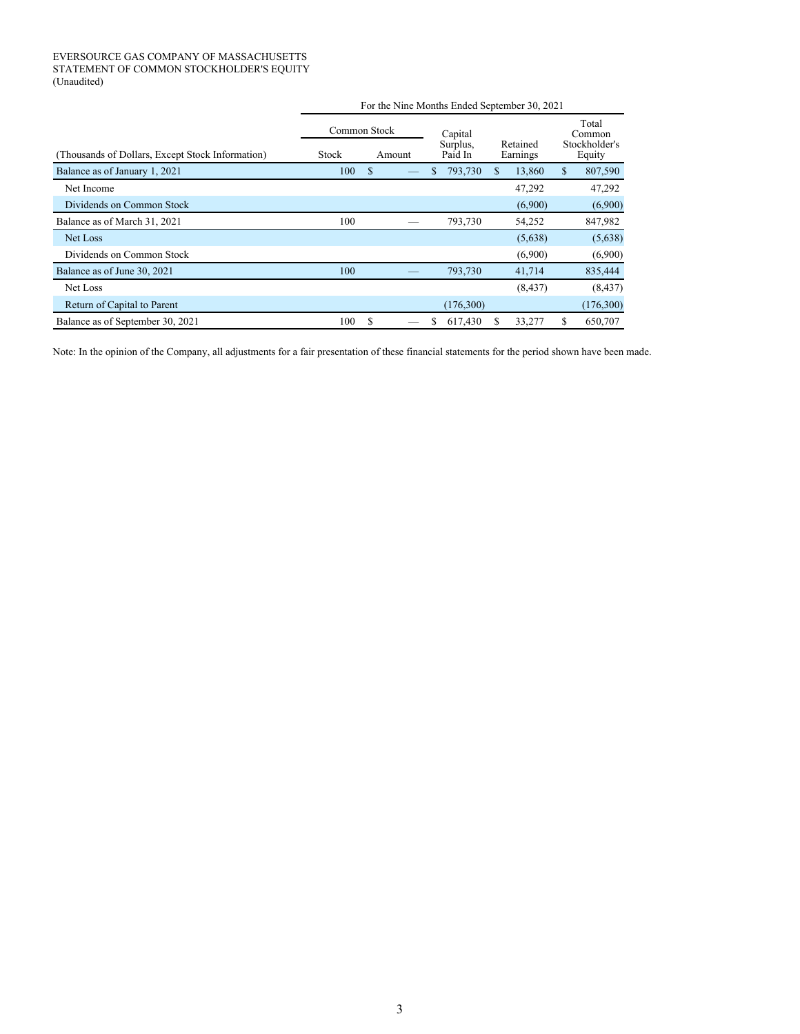EVERSOURCE GAS COMPANY OF MASSACHUSETTS
STATEMENT OF COMMON STOCKHOLDER'S EQUITY
(Unaudited)

| | For the Nine Months Ended September 30, 2021 | | | | |
|---|---|---|---|---|---|
| | Common Stock | | Capital Surplus, Paid In | Retained Earnings | Total Common Stockholder's Equity |
| (Thousands of Dollars, Except Stock Information) | Stock | Amount | | | |
| Balance as of January 1, 2021 | 100 | $ — | $ 793,730 | $ 13,860 | $ 807,590 |
| Net Income | | | | 47,292 | 47,292 |
| Dividends on Common Stock | | | | (6,900) | (6,900) |
| Balance as of March 31, 2021 | 100 | — | 793,730 | 54,252 | 847,982 |
| Net Loss | | | | (5,638) | (5,638) |
| Dividends on Common Stock | | | | (6,900) | (6,900) |
| Balance as of June 30, 2021 | 100 | — | 793,730 | 41,714 | 835,444 |
| Net Loss | | | | (8,437) | (8,437) |
| Return of Capital to Parent | | | (176,300) | | (176,300) |
| Balance as of September 30, 2021 | 100 | $ — | $ 617,430 | $ 33,277 | $ 650,707 |

Note: In the opinion of the Company, all adjustments for a fair presentation of these financial statements for the period shown have been made.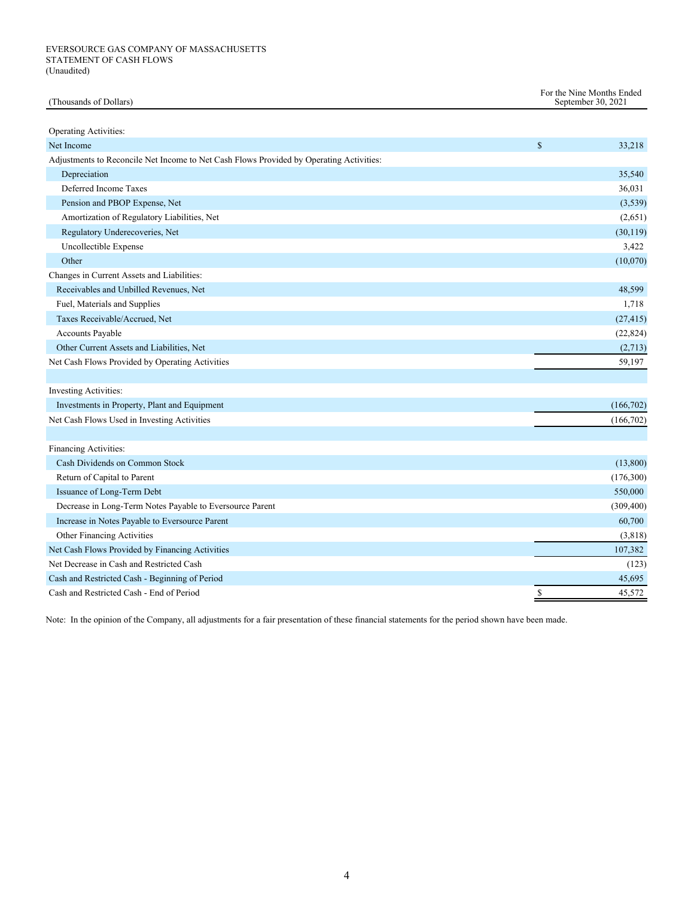EVERSOURCE GAS COMPANY OF MASSACHUSETTS
STATEMENT OF CASH FLOWS
(Unaudited)

| (Thousands of Dollars) | For the Nine Months Ended September 30, 2021 |
|---|---|
| Operating Activities: | |
| Net Income | $ 33,218 |
| Adjustments to Reconcile Net Income to Net Cash Flows Provided by Operating Activities: | |
| Depreciation | 35,540 |
| Deferred Income Taxes | 36,031 |
| Pension and PBOP Expense, Net | (3,539) |
| Amortization of Regulatory Liabilities, Net | (2,651) |
| Regulatory Underecoveries, Net | (30,119) |
| Uncollectible Expense | 3,422 |
| Other | (10,070) |
| Changes in Current Assets and Liabilities: | |
| Receivables and Unbilled Revenues, Net | 48,599 |
| Fuel, Materials and Supplies | 1,718 |
| Taxes Receivable/Accrued, Net | (27,415) |
| Accounts Payable | (22,824) |
| Other Current Assets and Liabilities, Net | (2,713) |
| Net Cash Flows Provided by Operating Activities | 59,197 |
| | |
| Investing Activities: | |
| Investments in Property, Plant and Equipment | (166,702) |
| Net Cash Flows Used in Investing Activities | (166,702) |
| | |
| Financing Activities: | |
| Cash Dividends on Common Stock | (13,800) |
| Return of Capital to Parent | (176,300) |
| Issuance of Long-Term Debt | 550,000 |
| Decrease in Long-Term Notes Payable to Eversource Parent | (309,400) |
| Increase in Notes Payable to Eversource Parent | 60,700 |
| Other Financing Activities | (3,818) |
| Net Cash Flows Provided by Financing Activities | 107,382 |
| Net Decrease in Cash and Restricted Cash | (123) |
| Cash and Restricted Cash - Beginning of Period | 45,695 |
| Cash and Restricted Cash - End of Period | $ 45,572 |

Note: In the opinion of the Company, all adjustments for a fair presentation of these financial statements for the period shown have been made.